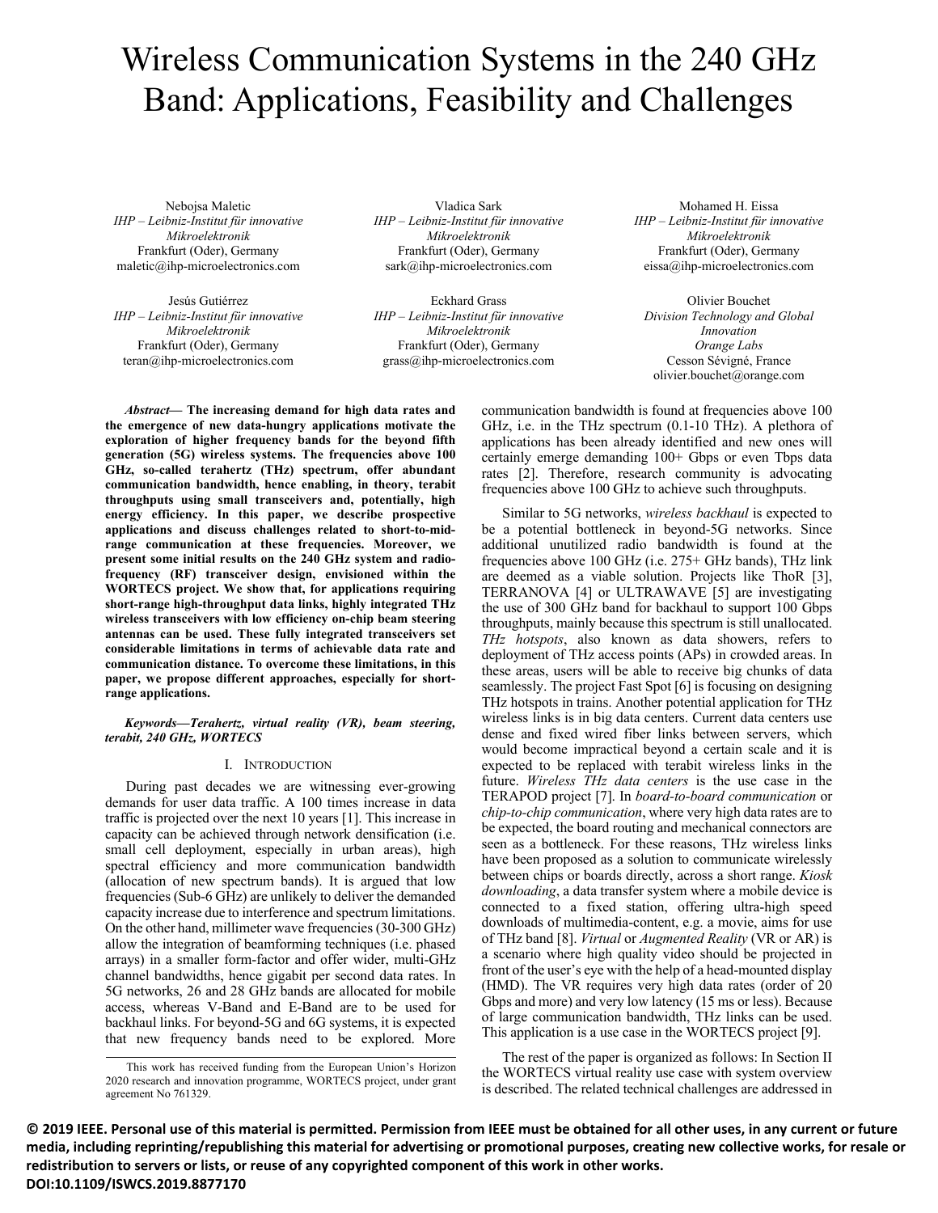# Wireless Communication Systems in the 240 GHz Band: Applications, Feasibility and Challenges

Nebojsa Maletic
*IHP – Leibniz-Institut für innovative Mikroelektronik*
Frankfurt (Oder), Germany
maletic@ihp-microelectronics.com

Vladica Sark
*IHP – Leibniz-Institut für innovative Mikroelektronik*
Frankfurt (Oder), Germany
sark@ihp-microelectronics.com

Mohamed H. Eissa
*IHP – Leibniz-Institut für innovative Mikroelektronik*
Frankfurt (Oder), Germany
eissa@ihp-microelectronics.com

Jesús Gutiérrez
*IHP – Leibniz-Institut für innovative Mikroelektronik*
Frankfurt (Oder), Germany
teran@ihp-microelectronics.com

Eckhard Grass
*IHP – Leibniz-Institut für innovative Mikroelektronik*
Frankfurt (Oder), Germany
grass@ihp-microelectronics.com

Olivier Bouchet
*Division Technology and Global Innovation*
*Orange Labs*
Cesson Sévigné, France
olivier.bouchet@orange.com

***Abstract*— The increasing demand for high data rates and the emergence of new data-hungry applications motivate the exploration of higher frequency bands for the beyond fifth generation (5G) wireless systems. The frequencies above 100 GHz, so-called terahertz (THz) spectrum, offer abundant communication bandwidth, hence enabling, in theory, terabit throughputs using small transceivers and, potentially, high energy efficiency. In this paper, we describe prospective applications and discuss challenges related to short-to-mid-range communication at these frequencies. Moreover, we present some initial results on the 240 GHz system and radio-frequency (RF) transceiver design, envisioned within the WORTECS project. We show that, for applications requiring short-range high-throughput data links, highly integrated THz wireless transceivers with low efficiency on-chip beam steering antennas can be used. These fully integrated transceivers set considerable limitations in terms of achievable data rate and communication distance. To overcome these limitations, in this paper, we propose different approaches, especially for short-range applications.**

***Keywords—Terahertz, virtual reality (VR), beam steering, terabit, 240 GHz, WORTECS***

## I. Introduction

During past decades we are witnessing ever-growing demands for user data traffic. A 100 times increase in data traffic is projected over the next 10 years [1]. This increase in capacity can be achieved through network densification (i.e. small cell deployment, especially in urban areas), high spectral efficiency and more communication bandwidth (allocation of new spectrum bands). It is argued that low frequencies (Sub-6 GHz) are unlikely to deliver the demanded capacity increase due to interference and spectrum limitations. On the other hand, millimeter wave frequencies (30-300 GHz) allow the integration of beamforming techniques (i.e. phased arrays) in a smaller form-factor and offer wider, multi-GHz channel bandwidths, hence gigabit per second data rates. In 5G networks, 26 and 28 GHz bands are allocated for mobile access, whereas V-Band and E-Band are to be used for backhaul links. For beyond-5G and 6G systems, it is expected that new frequency bands need to be explored. More communication bandwidth is found at frequencies above 100 GHz, i.e. in the THz spectrum (0.1-10 THz). A plethora of applications has been already identified and new ones will certainly emerge demanding 100+ Gbps or even Tbps data rates [2]. Therefore, research community is advocating frequencies above 100 GHz to achieve such throughputs.

Similar to 5G networks, *wireless backhaul* is expected to be a potential bottleneck in beyond-5G networks. Since additional unutilized radio bandwidth is found at the frequencies above 100 GHz (i.e. 275+ GHz bands), THz link are deemed as a viable solution. Projects like ThoR [3], TERRANOVA [4] or ULTRAWAVE [5] are investigating the use of 300 GHz band for backhaul to support 100 Gbps throughputs, mainly because this spectrum is still unallocated. *THz hotspots*, also known as data showers, refers to deployment of THz access points (APs) in crowded areas. In these areas, users will be able to receive big chunks of data seamlessly. The project Fast Spot [6] is focusing on designing THz hotspots in trains. Another potential application for THz wireless links is in big data centers. Current data centers use dense and fixed wired fiber links between servers, which would become impractical beyond a certain scale and it is expected to be replaced with terabit wireless links in the future. *Wireless THz data centers* is the use case in the TERAPOD project [7]. In *board-to-board communication* or *chip-to-chip communication*, where very high data rates are to be expected, the board routing and mechanical connectors are seen as a bottleneck. For these reasons, THz wireless links have been proposed as a solution to communicate wirelessly between chips or boards directly, across a short range. *Kiosk downloading*, a data transfer system where a mobile device is connected to a fixed station, offering ultra-high speed downloads of multimedia-content, e.g. a movie, aims for use of THz band [8]. *Virtual* or *Augmented Reality* (VR or AR) is a scenario where high quality video should be projected in front of the user's eye with the help of a head-mounted display (HMD). The VR requires very high data rates (order of 20 Gbps and more) and very low latency (15 ms or less). Because of large communication bandwidth, THz links can be used. This application is a use case in the WORTECS project [9].

The rest of the paper is organized as follows: In Section II the WORTECS virtual reality use case with system overview is described. The related technical challenges are addressed in

This work has received funding from the European Union's Horizon 2020 research and innovation programme, WORTECS project, under grant agreement No 761329.

**© 2019 IEEE. Personal use of this material is permitted. Permission from IEEE must be obtained for all other uses, in any current or future media, including reprinting/republishing this material for advertising or promotional purposes, creating new collective works, for resale or redistribution to servers or lists, or reuse of any copyrighted component of this work in other works.**
**DOI:10.1109/ISWCS.2019.8877170**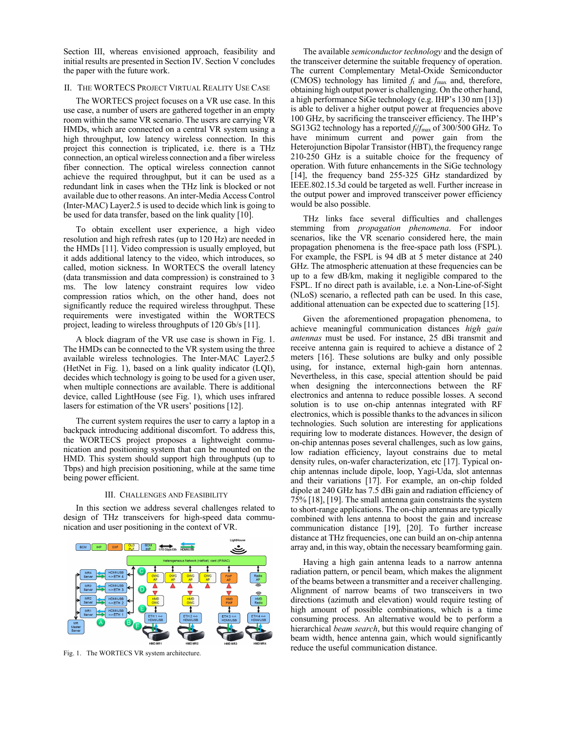Section III, whereas envisioned approach, feasibility and initial results are presented in Section IV. Section V concludes the paper with the future work.

## II. The WORTECS Project Virtual Reality Use Case

The WORTECS project focuses on a VR use case. In this use case, a number of users are gathered together in an empty room within the same VR scenario. The users are carrying VR HMDs, which are connected on a central VR system using a high throughput, low latency wireless connection. In this project this connection is triplicated, i.e. there is a THz connection, an optical wireless connection and a fiber wireless fiber connection. The optical wireless connection cannot achieve the required throughput, but it can be used as a redundant link in cases when the THz link is blocked or not available due to other reasons. An inter-Media Access Control (Inter-MAC) Layer2.5 is used to decide which link is going to be used for data transfer, based on the link quality [10].

To obtain excellent user experience, a high video resolution and high refresh rates (up to 120 Hz) are needed in the HMDs [11]. Video compression is usually employed, but it adds additional latency to the video, which introduces, so called, motion sickness. In WORTECS the overall latency (data transmission and data compression) is constrained to 3 ms. The low latency constraint requires low video compression ratios which, on the other hand, does not significantly reduce the required wireless throughput. These requirements were investigated within the WORTECS project, leading to wireless throughputs of 120 Gb/s [11].

A block diagram of the VR use case is shown in Fig. 1. The HMDs can be connected to the VR system using the three available wireless technologies. The Inter-MAC Layer2.5 (HetNet in Fig. 1), based on a link quality indicator (LQI), decides which technology is going to be used for a given user, when multiple connections are available. There is additional device, called LightHouse (see Fig. 1), which uses infrared lasers for estimation of the VR users' positions [12].

The current system requires the user to carry a laptop in a backpack introducing additional discomfort. To address this, the WORTECS project proposes a lightweight communication and positioning system that can be mounted on the HMD. This system should support high throughputs (up to Tbps) and high precision positioning, while at the same time being power efficient.

## III. Challenges and Feasibility

In this section we address several challenges related to design of THz transceivers for high-speed data communication and user positioning in the context of VR.

Fig. 1. The WORTECS VR system architecture.

The available *semiconductor technology* and the design of the transceiver determine the suitable frequency of operation. The current Complementary Metal-Oxide Semiconductor (CMOS) technology has limited $f_t$ and $f_{max}$ and, therefore, obtaining high output power is challenging. On the other hand, a high performance SiGe technology (e.g. IHP's 130 nm [13]) is able to deliver a higher output power at frequencies above 100 GHz, by sacrificing the transceiver efficiency. The IHP's SG13G2 technology has a reported $f_t/f_{max}$ of 300/500 GHz. To have minimum current and power gain from the Heterojunction Bipolar Transistor (HBT), the frequency range 210-250 GHz is a suitable choice for the frequency of operation. With future enhancements in the SiGe technology [14], the frequency band 255-325 GHz standardized by IEEE.802.15.3d could be targeted as well. Further increase in the output power and improved transceiver power efficiency would be also possible.

THz links face several difficulties and challenges stemming from *propagation phenomena*. For indoor scenarios, like the VR scenario considered here, the main propagation phenomena is the free-space path loss (FSPL). For example, the FSPL is 94 dB at 5 meter distance at 240 GHz. The atmospheric attenuation at these frequencies can be up to a few dB/km, making it negligible compared to the FSPL. If no direct path is available, i.e. a Non-Line-of-Sight (NLoS) scenario, a reflected path can be used. In this case, additional attenuation can be expected due to scattering [15].

Given the aforementioned propagation phenomena, to achieve meaningful communication distances *high gain antennas* must be used. For instance, 25 dBi transmit and receive antenna gain is required to achieve a distance of 2 meters [16]. These solutions are bulky and only possible using, for instance, external high-gain horn antennas. Nevertheless, in this case, special attention should be paid when designing the interconnections between the RF electronics and antenna to reduce possible losses. A second solution is to use on-chip antennas integrated with RF electronics, which is possible thanks to the advances in silicon technologies. Such solution are interesting for applications requiring low to moderate distances. However, the design of on-chip antennas poses several challenges, such as low gains, low radiation efficiency, layout constrains due to metal density rules, on-wafer characterization, etc [17]. Typical on-chip antennas include dipole, loop, Yagi-Uda, slot antennas and their variations [17]. For example, an on-chip folded dipole at 240 GHz has 7.5 dBi gain and radiation efficiency of 75% [18], [19]. The small antenna gain constraints the system to short-range applications. The on-chip antennas are typically combined with lens antenna to boost the gain and increase communication distance [19], [20]. To further increase distance at THz frequencies, one can build an on-chip antenna array and, in this way, obtain the necessary beamforming gain.

Having a high gain antenna leads to a narrow antenna radiation pattern, or pencil beam, which makes the alignment of the beams between a transmitter and a receiver challenging. Alignment of narrow beams of two transceivers in two directions (azimuth and elevation) would require testing of high amount of possible combinations, which is a time consuming process. An alternative would be to perform a hierarchical *beam search*, but this would require changing of beam width, hence antenna gain, which would significantly reduce the useful communication distance.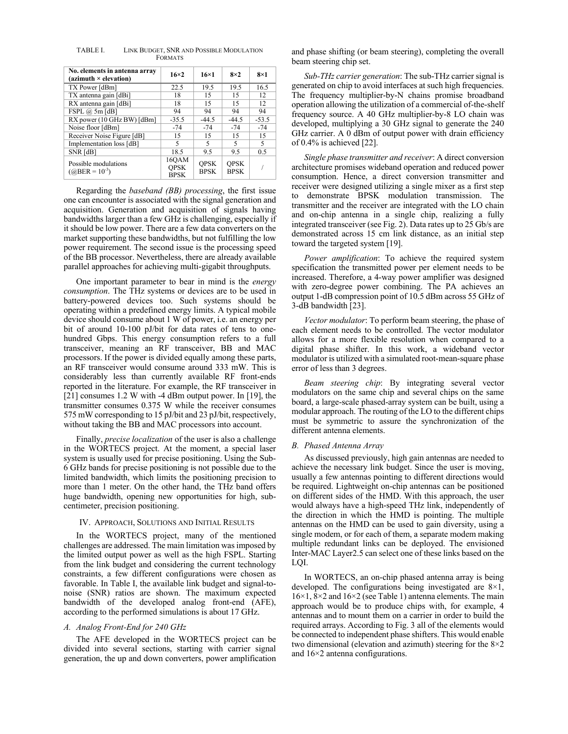TABLE I. LINK BUDGET, SNR AND POSSIBLE MODULATION FORMATS

| No. elements in antenna array (azimuth × elevation) | 16×2 | 16×1 | 8×2 | 8×1 |
|---|---|---|---|---|
| TX Power [dBm] | 22.5 | 19.5 | 19.5 | 16.5 |
| TX antenna gain [dBi] | 18 | 15 | 15 | 12 |
| RX antenna gain [dBi] | 18 | 15 | 15 | 12 |
| FSPL @ 5m [dB] | 94 | 94 | 94 | 94 |
| RX power (10 GHz BW) [dBm] | -35.5 | -44.5 | -44.5 | -53.5 |
| Noise floor [dBm] | -74 | -74 | -74 | -74 |
| Receiver Noise Figure [dB] | 15 | 15 | 15 | 15 |
| Implementation loss [dB] | 5 | 5 | 5 | 5 |
| SNR [dB] | 18.5 | 9.5 | 9.5 | 0.5 |
| Possible modulations (@BER = $10^{-3}$) | 16QAM QPSK BPSK | QPSK BPSK | QPSK BPSK | / |

Regarding the *baseband (BB) processing*, the first issue one can encounter is associated with the signal generation and acquisition. Generation and acquisition of signals having bandwidths larger than a few GHz is challenging, especially if it should be low power. There are a few data converters on the market supporting these bandwidths, but not fulfilling the low power requirement. The second issue is the processing speed of the BB processor. Nevertheless, there are already available parallel approaches for achieving multi-gigabit throughputs.

One important parameter to bear in mind is the *energy consumption*. The THz systems or devices are to be used in battery-powered devices too. Such systems should be operating within a predefined energy limits. A typical mobile device should consume about 1 W of power, i.e. an energy per bit of around 10-100 pJ/bit for data rates of tens to one-hundred Gbps. This energy consumption refers to a full transceiver, meaning an RF transceiver, BB and MAC processors. If the power is divided equally among these parts, an RF transceiver would consume around 333 mW. This is considerably less than currently available RF front-ends reported in the literature. For example, the RF transceiver in [21] consumes 1.2 W with -4 dBm output power. In [19], the transmitter consumes 0.375 W while the receiver consumes 575 mW corresponding to 15 pJ/bit and 23 pJ/bit, respectively, without taking the BB and MAC processors into account.

Finally, *precise localization* of the user is also a challenge in the WORTECS project. At the moment, a special laser system is usually used for precise positioning. Using the Sub-6 GHz bands for precise positioning is not possible due to the limited bandwidth, which limits the positioning precision to more than 1 meter. On the other hand, the THz band offers huge bandwidth, opening new opportunities for high, sub-centimeter, precision positioning.

## IV. APPROACH, SOLUTIONS AND INITIAL RESULTS

In the WORTECS project, many of the mentioned challenges are addressed. The main limitation was imposed by the limited output power as well as the high FSPL. Starting from the link budget and considering the current technology constraints, a few different configurations were chosen as favorable. In Table I, the available link budget and signal-to-noise (SNR) ratios are shown. The maximum expected bandwidth of the developed analog front-end (AFE), according to the performed simulations is about 17 GHz.

### A. Analog Front-End for 240 GHz

The AFE developed in the WORTECS project can be divided into several sections, starting with carrier signal generation, the up and down converters, power amplification and phase shifting (or beam steering), completing the overall beam steering chip set.

*Sub-THz carrier generation*: The sub-THz carrier signal is generated on chip to avoid interfaces at such high frequencies. The frequency multiplier-by-N chains promise broadband operation allowing the utilization of a commercial of-the-shelf frequency source. A 40 GHz multiplier-by-8 LO chain was developed, multiplying a 30 GHz signal to generate the 240 GHz carrier. A 0 dBm of output power with drain efficiency of 0.4% is achieved [22].

*Single phase transmitter and receiver*: A direct conversion architecture promises wideband operation and reduced power consumption. Hence, a direct conversion transmitter and receiver were designed utilizing a single mixer as a first step to demonstrate BPSK modulation transmission. The transmitter and the receiver are integrated with the LO chain and on-chip antenna in a single chip, realizing a fully integrated transceiver (see Fig. 2). Data rates up to 25 Gb/s are demonstrated across 15 cm link distance, as an initial step toward the targeted system [19].

*Power amplification*: To achieve the required system specification the transmitted power per element needs to be increased. Therefore, a 4-way power amplifier was designed with zero-degree power combining. The PA achieves an output 1-dB compression point of 10.5 dBm across 55 GHz of 3-dB bandwidth [23].

*Vector modulator*: To perform beam steering, the phase of each element needs to be controlled. The vector modulator allows for a more flexible resolution when compared to a digital phase shifter. In this work, a wideband vector modulator is utilized with a simulated root-mean-square phase error of less than 3 degrees.

*Beam steering chip*: By integrating several vector modulators on the same chip and several chips on the same board, a large-scale phased-array system can be built, using a modular approach. The routing of the LO to the different chips must be symmetric to assure the synchronization of the different antenna elements.

### B. Phased Antenna Array

As discussed previously, high gain antennas are needed to achieve the necessary link budget. Since the user is moving, usually a few antennas pointing to different directions would be required. Lightweight on-chip antennas can be positioned on different sides of the HMD. With this approach, the user would always have a high-speed THz link, independently of the direction in which the HMD is pointing. The multiple antennas on the HMD can be used to gain diversity, using a single modem, or for each of them, a separate modem making multiple redundant links can be deployed. The envisioned Inter-MAC Layer2.5 can select one of these links based on the LQI.

In WORTECS, an on-chip phased antenna array is being developed. The configurations being investigated are 8×1, 16×1, 8×2 and 16×2 (see Table 1) antenna elements. The main approach would be to produce chips with, for example, 4 antennas and to mount them on a carrier in order to build the required arrays. According to Fig. 3 all of the elements would be connected to independent phase shifters. This would enable two dimensional (elevation and azimuth) steering for the 8×2 and 16×2 antenna configurations.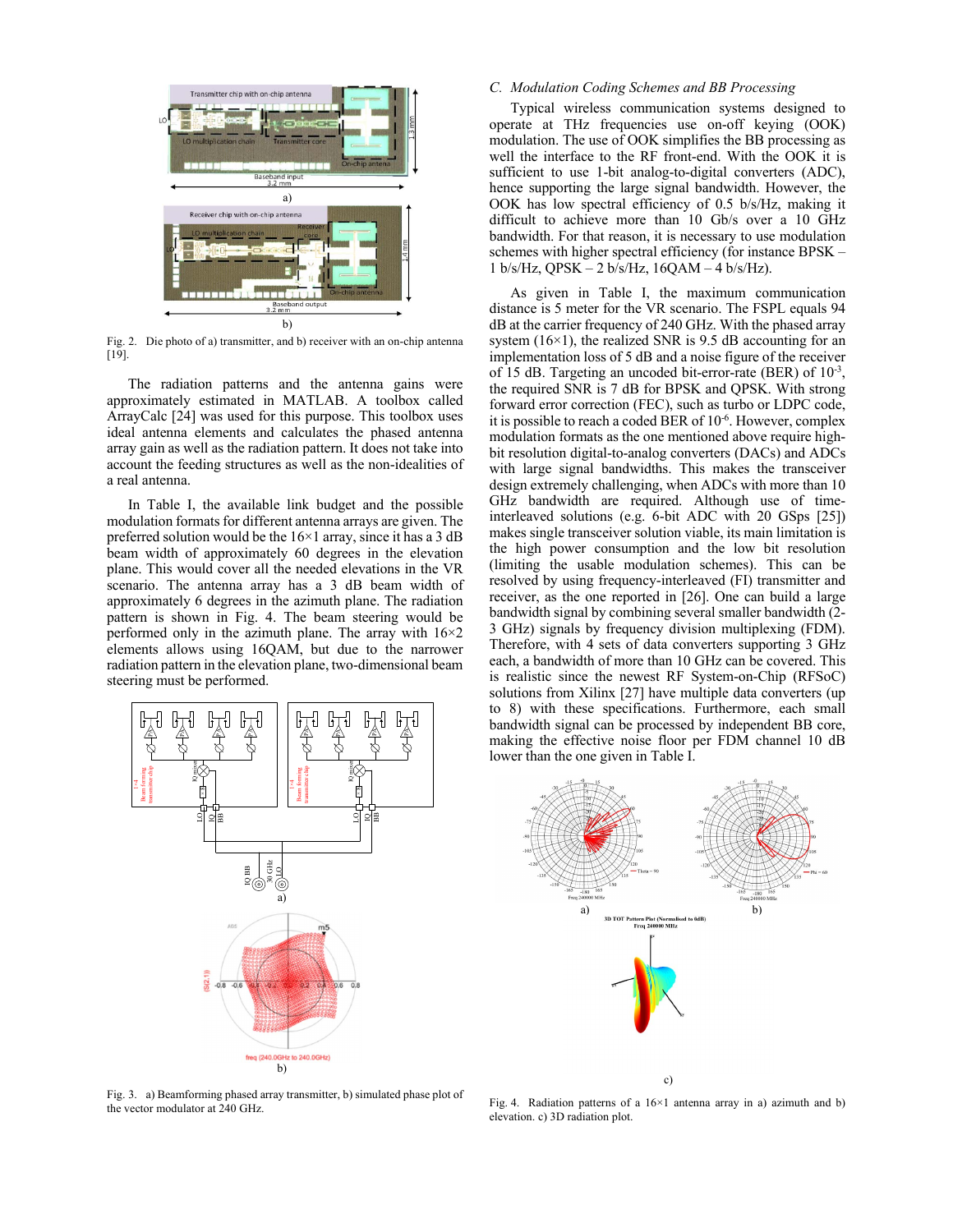Fig. 2. Die photo of a) transmitter, and b) receiver with an on-chip antenna [19].

The radiation patterns and the antenna gains were approximately estimated in MATLAB. A toolbox called ArrayCalc [24] was used for this purpose. This toolbox uses ideal antenna elements and calculates the phased antenna array gain as well as the radiation pattern. It does not take into account the feeding structures as well as the non-idealities of a real antenna.

In Table I, the available link budget and the possible modulation formats for different antenna arrays are given. The preferred solution would be the 16×1 array, since it has a 3 dB beam width of approximately 60 degrees in the elevation plane. This would cover all the needed elevations in the VR scenario. The antenna array has a 3 dB beam width of approximately 6 degrees in the azimuth plane. The radiation pattern is shown in Fig. 4. The beam steering would be performed only in the azimuth plane. The array with 16×2 elements allows using 16QAM, but due to the narrower radiation pattern in the elevation plane, two-dimensional beam steering must be performed.

Fig. 3. a) Beamforming phased array transmitter, b) simulated phase plot of the vector modulator at 240 GHz.

### C. Modulation Coding Schemes and BB Processing

Typical wireless communication systems designed to operate at THz frequencies use on-off keying (OOK) modulation. The use of OOK simplifies the BB processing as well the interface to the RF front-end. With the OOK it is sufficient to use 1-bit analog-to-digital converters (ADC), hence supporting the large signal bandwidth. However, the OOK has low spectral efficiency of 0.5 b/s/Hz, making it difficult to achieve more than 10 Gb/s over a 10 GHz bandwidth. For that reason, it is necessary to use modulation schemes with higher spectral efficiency (for instance BPSK – 1 b/s/Hz, QPSK – 2 b/s/Hz, 16QAM – 4 b/s/Hz).

As given in Table I, the maximum communication distance is 5 meter for the VR scenario. The FSPL equals 94 dB at the carrier frequency of 240 GHz. With the phased array system (16×1), the realized SNR is 9.5 dB accounting for an implementation loss of 5 dB and a noise figure of the receiver of 15 dB. Targeting an uncoded bit-error-rate (BER) of $10^{-3}$, the required SNR is 7 dB for BPSK and QPSK. With strong forward error correction (FEC), such as turbo or LDPC code, it is possible to reach a coded BER of $10^{-6}$. However, complex modulation formats as the one mentioned above require high-bit resolution digital-to-analog converters (DACs) and ADCs with large signal bandwidths. This makes the transceiver design extremely challenging, when ADCs with more than 10 GHz bandwidth are required. Although use of time-interleaved solutions (e.g. 6-bit ADC with 20 GSps [25]) makes single transceiver solution viable, its main limitation is the high power consumption and the low bit resolution (limiting the usable modulation schemes). This can be resolved by using frequency-interleaved (FI) transmitter and receiver, as the one reported in [26]. One can build a large bandwidth signal by combining several smaller bandwidth (2-3 GHz) signals by frequency division multiplexing (FDM). Therefore, with 4 sets of data converters supporting 3 GHz each, a bandwidth of more than 10 GHz can be covered. This is realistic since the newest RF System-on-Chip (RFSoC) solutions from Xilinx [27] have multiple data converters (up to 8) with these specifications. Furthermore, each small bandwidth signal can be processed by independent BB core, making the effective noise floor per FDM channel 10 dB lower than the one given in Table I.

Fig. 4. Radiation patterns of a 16×1 antenna array in a) azimuth and b) elevation. c) 3D radiation plot.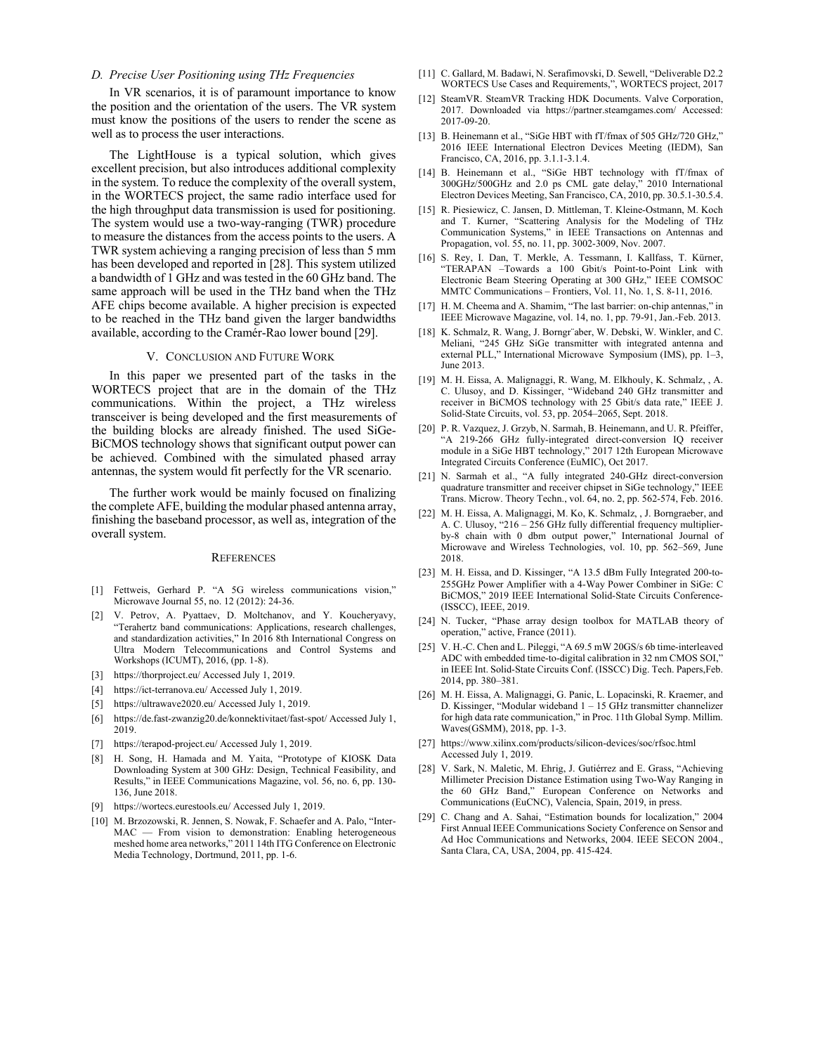### D. Precise User Positioning using THz Frequencies

In VR scenarios, it is of paramount importance to know the position and the orientation of the users. The VR system must know the positions of the users to render the scene as well as to process the user interactions.

The LightHouse is a typical solution, which gives excellent precision, but also introduces additional complexity in the system. To reduce the complexity of the overall system, in the WORTECS project, the same radio interface used for the high throughput data transmission is used for positioning. The system would use a two-way-ranging (TWR) procedure to measure the distances from the access points to the users. A TWR system achieving a ranging precision of less than 5 mm has been developed and reported in [28]. This system utilized a bandwidth of 1 GHz and was tested in the 60 GHz band. The same approach will be used in the THz band when the THz AFE chips become available. A higher precision is expected to be reached in the THz band given the larger bandwidths available, according to the Cramér-Rao lower bound [29].

## V. Conclusion and Future Work

In this paper we presented part of the tasks in the WORTECS project that are in the domain of the THz communications. Within the project, a THz wireless transceiver is being developed and the first measurements of the building blocks are already finished. The used SiGe-BiCMOS technology shows that significant output power can be achieved. Combined with the simulated phased array antennas, the system would fit perfectly for the VR scenario.

The further work would be mainly focused on finalizing the complete AFE, building the modular phased antenna array, finishing the baseband processor, as well as, integration of the overall system.

## References

[1] Fettweis, Gerhard P. "A 5G wireless communications vision," Microwave Journal 55, no. 12 (2012): 24-36.

[2] V. Petrov, A. Pyattaev, D. Moltchanov, and Y. Koucheryavy, "Terahertz band communications: Applications, research challenges, and standardization activities," In 2016 8th International Congress on Ultra Modern Telecommunications and Control Systems and Workshops (ICUMT), 2016, (pp. 1-8).

[3] https://thorproject.eu/ Accessed July 1, 2019.

[4] https://ict-terranova.eu/ Accessed July 1, 2019.

[5] https://ultrawave2020.eu/ Accessed July 1, 2019.

[6] https://de.fast-zwanzig20.de/konnektivitaet/fast-spot/ Accessed July 1, 2019.

[7] https://terapod-project.eu/ Accessed July 1, 2019.

[8] H. Song, H. Hamada and M. Yaita, "Prototype of KIOSK Data Downloading System at 300 GHz: Design, Technical Feasibility, and Results," in IEEE Communications Magazine, vol. 56, no. 6, pp. 130-136, June 2018.

[9] https://wortecs.eurestools.eu/ Accessed July 1, 2019.

[10] M. Brzozowski, R. Jennen, S. Nowak, F. Schaefer and A. Palo, "Inter-MAC — From vision to demonstration: Enabling heterogeneous meshed home area networks," 2011 14th ITG Conference on Electronic Media Technology, Dortmund, 2011, pp. 1-6.

[11] C. Gallard, M. Badawi, N. Serafimovski, D. Sewell, "Deliverable D2.2 WORTECS Use Cases and Requirements,", WORTECS project, 2017

[12] SteamVR. SteamVR Tracking HDK Documents. Valve Corporation, 2017. Downloaded via https://partner.steamgames.com/ Accessed: 2017-09-20.

[13] B. Heinemann et al., "SiGe HBT with fT/fmax of 505 GHz/720 GHz," 2016 IEEE International Electron Devices Meeting (IEDM), San Francisco, CA, 2016, pp. 3.1.1-3.1.4.

[14] B. Heinemann et al., "SiGe HBT technology with fT/fmax of 300GHz/500GHz and 2.0 ps CML gate delay," 2010 International Electron Devices Meeting, San Francisco, CA, 2010, pp. 30.5.1-30.5.4.

[15] R. Piesiewicz, C. Jansen, D. Mittleman, T. Kleine-Ostmann, M. Koch and T. Kurner, "Scattering Analysis for the Modeling of THz Communication Systems," in IEEE Transactions on Antennas and Propagation, vol. 55, no. 11, pp. 3002-3009, Nov. 2007.

[16] S. Rey, I. Dan, T. Merkle, A. Tessmann, I. Kallfass, T. Kürner, "TERAPAN –Towards a 100 Gbit/s Point-to-Point Link with Electronic Beam Steering Operating at 300 GHz," IEEE COMSOC MMTC Communications – Frontiers, Vol. 11, No. 1, S. 8-11, 2016.

[17] H. M. Cheema and A. Shamim, "The last barrier: on-chip antennas," in IEEE Microwave Magazine, vol. 14, no. 1, pp. 79-91, Jan.-Feb. 2013.

[18] K. Schmalz, R. Wang, J. Borngr¨aber, W. Debski, W. Winkler, and C. Meliani, "245 GHz SiGe transmitter with integrated antenna and external PLL," International Microwave Symposium (IMS), pp. 1–3, June 2013.

[19] M. H. Eissa, A. Malignaggi, R. Wang, M. Elkhouly, K. Schmalz, , A. C. Ulusoy, and D. Kissinger, "Wideband 240 GHz transmitter and receiver in BiCMOS technology with 25 Gbit/s data rate," IEEE J. Solid-State Circuits, vol. 53, pp. 2054–2065, Sept. 2018.

[20] P. R. Vazquez, J. Grzyb, N. Sarmah, B. Heinemann, and U. R. Pfeiffer, "A 219-266 GHz fully-integrated direct-conversion IQ receiver module in a SiGe HBT technology," 2017 12th European Microwave Integrated Circuits Conference (EuMIC), Oct 2017.

[21] N. Sarmah et al., "A fully integrated 240-GHz direct-conversion quadrature transmitter and receiver chipset in SiGe technology," IEEE Trans. Microw. Theory Techn., vol. 64, no. 2, pp. 562-574, Feb. 2016.

[22] M. H. Eissa, A. Malignaggi, M. Ko, K. Schmalz, , J. Borngraeber, and A. C. Ulusoy, "216 – 256 GHz fully differential frequency multiplier-by-8 chain with 0 dbm output power," International Journal of Microwave and Wireless Technologies, vol. 10, pp. 562–569, June 2018.

[23] M. H. Eissa, and D. Kissinger, "A 13.5 dBm Fully Integrated 200-to-255GHz Power Amplifier with a 4-Way Power Combiner in SiGe: C BiCMOS," 2019 IEEE International Solid-State Circuits Conference-(ISSCC), IEEE, 2019.

[24] N. Tucker, "Phase array design toolbox for MATLAB theory of operation," active, France (2011).

[25] V. H.-C. Chen and L. Pileggi, "A 69.5 mW 20GS/s 6b time-interleaved ADC with embedded time-to-digital calibration in 32 nm CMOS SOI," in IEEE Int. Solid-State Circuits Conf. (ISSCC) Dig. Tech. Papers,Feb. 2014, pp. 380–381.

[26] M. H. Eissa, A. Malignaggi, G. Panic, L. Lopacinski, R. Kraemer, and D. Kissinger, "Modular wideband 1 – 15 GHz transmitter channelizer for high data rate communication," in Proc. 11th Global Symp. Millim. Waves(GSMM), 2018, pp. 1-3.

[27] https://www.xilinx.com/products/silicon-devices/soc/rfsoc.html Accessed July 1, 2019.

[28] V. Sark, N. Maletic, M. Ehrig, J. Gutiérrez and E. Grass, "Achieving Millimeter Precision Distance Estimation using Two-Way Ranging in the 60 GHz Band," European Conference on Networks and Communications (EuCNC), Valencia, Spain, 2019, in press.

[29] C. Chang and A. Sahai, "Estimation bounds for localization," 2004 First Annual IEEE Communications Society Conference on Sensor and Ad Hoc Communications and Networks, 2004. IEEE SECON 2004., Santa Clara, CA, USA, 2004, pp. 415-424.